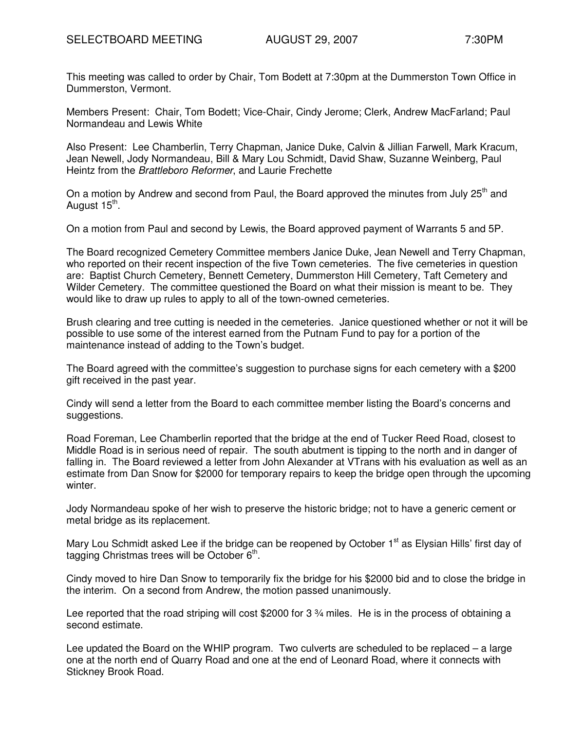SELECTBOARD MEETING AUGUST 29, 2007 7:30PM

This meeting was called to order by Chair, Tom Bodett at 7:30pm at the Dummerston Town Office in Dummerston, Vermont.

Members Present: Chair, Tom Bodett; Vice-Chair, Cindy Jerome; Clerk, Andrew MacFarland; Paul Normandeau and Lewis White

Also Present: Lee Chamberlin, Terry Chapman, Janice Duke, Calvin & Jillian Farwell, Mark Kracum, Jean Newell, Jody Normandeau, Bill & Mary Lou Schmidt, David Shaw, Suzanne Weinberg, Paul Heintz from the *Brattleboro Reformer*, and Laurie Frechette

On a motion by Andrew and second from Paul, the Board approved the minutes from July 25th and August 15th.

On a motion from Paul and second by Lewis, the Board approved payment of Warrants 5 and 5P.

The Board recognized Cemetery Committee members Janice Duke, Jean Newell and Terry Chapman, who reported on their recent inspection of the five Town cemeteries. The five cemeteries in question are: Baptist Church Cemetery, Bennett Cemetery, Dummerston Hill Cemetery, Taft Cemetery and Wilder Cemetery. The committee questioned the Board on what their mission is meant to be. They would like to draw up rules to apply to all of the town-owned cemeteries.

Brush clearing and tree cutting is needed in the cemeteries. Janice questioned whether or not it will be possible to use some of the interest earned from the Putnam Fund to pay for a portion of the maintenance instead of adding to the Town's budget.

The Board agreed with the committee's suggestion to purchase signs for each cemetery with a $200 gift received in the past year.

Cindy will send a letter from the Board to each committee member listing the Board's concerns and suggestions.

Road Foreman, Lee Chamberlin reported that the bridge at the end of Tucker Reed Road, closest to Middle Road is in serious need of repair. The south abutment is tipping to the north and in danger of falling in. The Board reviewed a letter from John Alexander at VTrans with his evaluation as well as an estimate from Dan Snow for $2000 for temporary repairs to keep the bridge open through the upcoming winter.

Jody Normandeau spoke of her wish to preserve the historic bridge; not to have a generic cement or metal bridge as its replacement.

Mary Lou Schmidt asked Lee if the bridge can be reopened by October 1st as Elysian Hills' first day of tagging Christmas trees will be October 6th.

Cindy moved to hire Dan Snow to temporarily fix the bridge for his $2000 bid and to close the bridge in the interim. On a second from Andrew, the motion passed unanimously.

Lee reported that the road striping will cost $2000 for 3 ¾ miles. He is in the process of obtaining a second estimate.

Lee updated the Board on the WHIP program. Two culverts are scheduled to be replaced – a large one at the north end of Quarry Road and one at the end of Leonard Road, where it connects with Stickney Brook Road.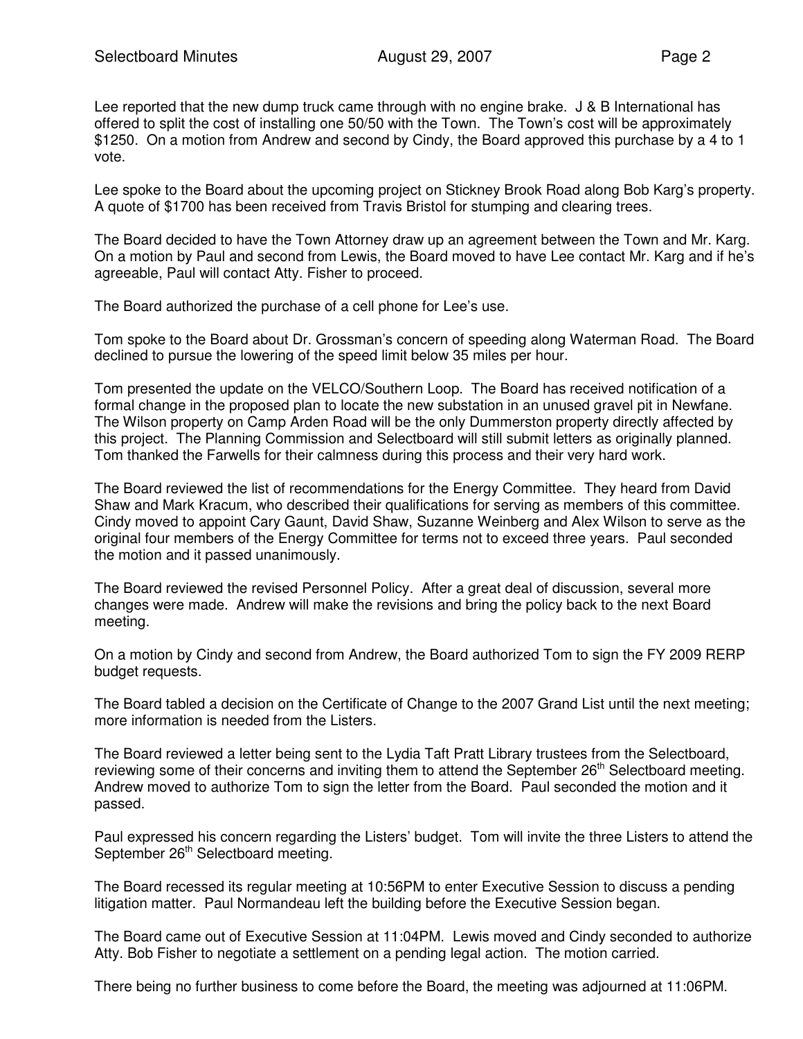Lee reported that the new dump truck came through with no engine brake. J & B International has offered to split the cost of installing one 50/50 with the Town. The Town's cost will be approximately $1250. On a motion from Andrew and second by Cindy, the Board approved this purchase by a 4 to 1 vote.

Lee spoke to the Board about the upcoming project on Stickney Brook Road along Bob Karg's property. A quote of $1700 has been received from Travis Bristol for stumping and clearing trees.

The Board decided to have the Town Attorney draw up an agreement between the Town and Mr. Karg. On a motion by Paul and second from Lewis, the Board moved to have Lee contact Mr. Karg and if he's agreeable, Paul will contact Atty. Fisher to proceed.

The Board authorized the purchase of a cell phone for Lee's use.

Tom spoke to the Board about Dr. Grossman's concern of speeding along Waterman Road. The Board declined to pursue the lowering of the speed limit below 35 miles per hour.

Tom presented the update on the VELCO/Southern Loop. The Board has received notification of a formal change in the proposed plan to locate the new substation in an unused gravel pit in Newfane. The Wilson property on Camp Arden Road will be the only Dummerston property directly affected by this project. The Planning Commission and Selectboard will still submit letters as originally planned. Tom thanked the Farwells for their calmness during this process and their very hard work.

The Board reviewed the list of recommendations for the Energy Committee. They heard from David Shaw and Mark Kracum, who described their qualifications for serving as members of this committee. Cindy moved to appoint Cary Gaunt, David Shaw, Suzanne Weinberg and Alex Wilson to serve as the original four members of the Energy Committee for terms not to exceed three years. Paul seconded the motion and it passed unanimously.

The Board reviewed the revised Personnel Policy. After a great deal of discussion, several more changes were made. Andrew will make the revisions and bring the policy back to the next Board meeting.

On a motion by Cindy and second from Andrew, the Board authorized Tom to sign the FY 2009 RERP budget requests.

The Board tabled a decision on the Certificate of Change to the 2007 Grand List until the next meeting; more information is needed from the Listers.

The Board reviewed a letter being sent to the Lydia Taft Pratt Library trustees from the Selectboard, reviewing some of their concerns and inviting them to attend the September 26th Selectboard meeting. Andrew moved to authorize Tom to sign the letter from the Board. Paul seconded the motion and it passed.

Paul expressed his concern regarding the Listers' budget. Tom will invite the three Listers to attend the September 26th Selectboard meeting.

The Board recessed its regular meeting at 10:56PM to enter Executive Session to discuss a pending litigation matter. Paul Normandeau left the building before the Executive Session began.

The Board came out of Executive Session at 11:04PM. Lewis moved and Cindy seconded to authorize Atty. Bob Fisher to negotiate a settlement on a pending legal action. The motion carried.

There being no further business to come before the Board, the meeting was adjourned at 11:06PM.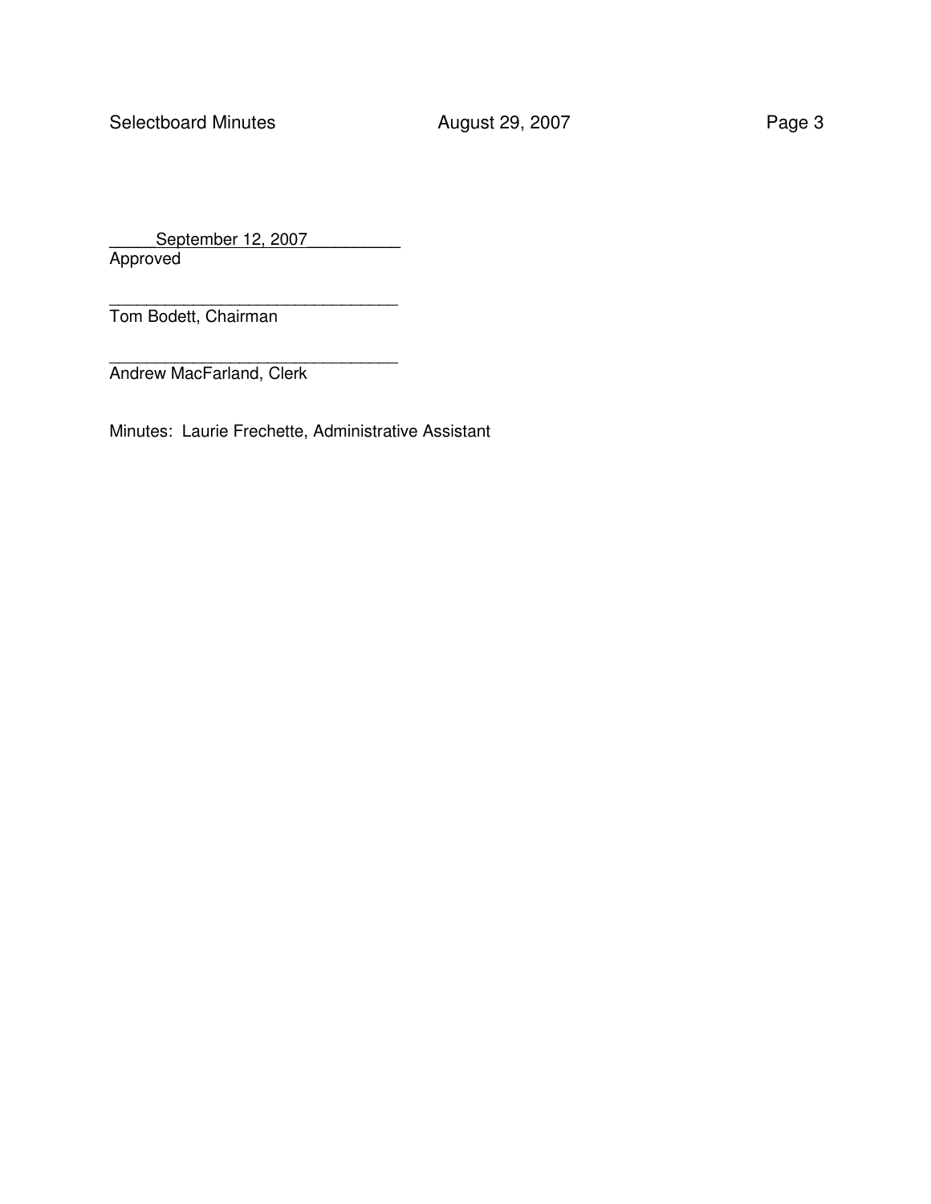_____September 12, 2007__________
Approved

________________________________
Tom Bodett, Chairman

________________________________
Andrew MacFarland, Clerk

Minutes: Laurie Frechette, Administrative Assistant